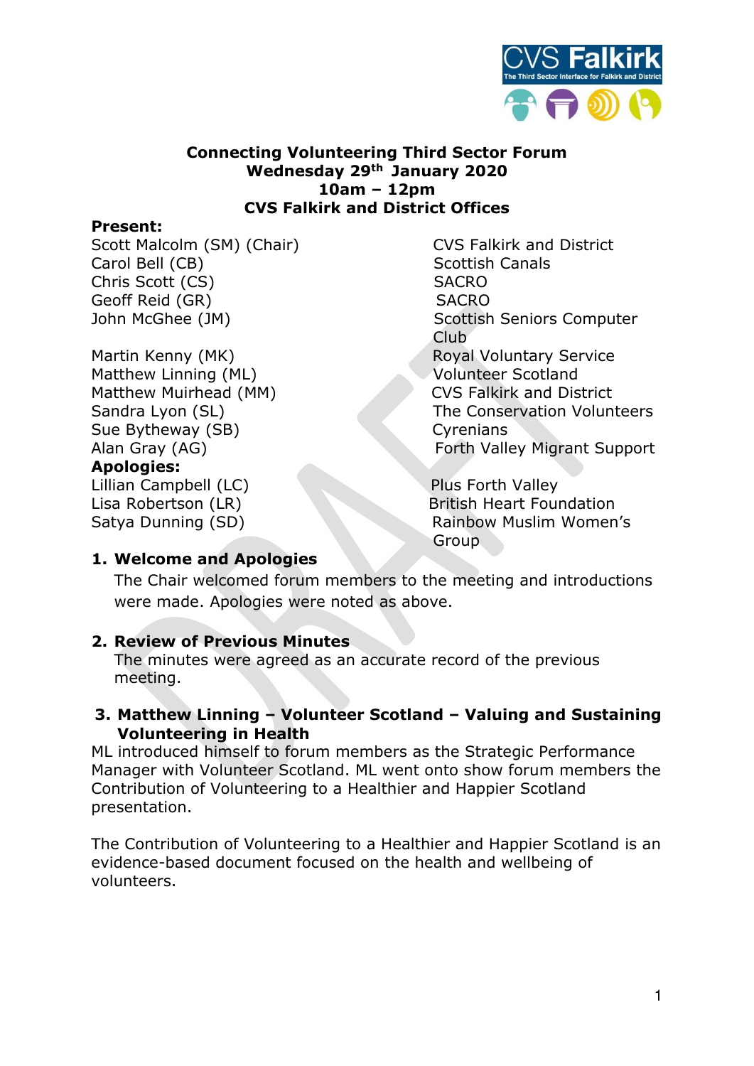**Connecting Volunteering Third Sector Forum**
**Wednesday 29th January 2020**
**10am – 12pm**
**CVS Falkirk and District Offices**

**Present:**

| | |
|---|---|
| Scott Malcolm (SM) (Chair) | CVS Falkirk and District |
| Carol Bell (CB) | Scottish Canals |
| Chris Scott (CS) | SACRO |
| Geoff Reid (GR) | SACRO |
| John McGhee (JM) | Scottish Seniors Computer Club |
| Martin Kenny (MK) | Royal Voluntary Service |
| Matthew Linning (ML) | Volunteer Scotland |
| Matthew Muirhead (MM) | CVS Falkirk and District |
| Sandra Lyon (SL) | The Conservation Volunteers |
| Sue Bytheway (SB) | Cyrenians |
| Alan Gray (AG) | Forth Valley Migrant Support |

**Apologies:**

| | |
|---|---|
| Lillian Campbell (LC) | Plus Forth Valley |
| Lisa Robertson (LR) | British Heart Foundation |
| Satya Dunning (SD) | Rainbow Muslim Women's Group |

## 1. Welcome and Apologies

The Chair welcomed forum members to the meeting and introductions were made. Apologies were noted as above.

## 2. Review of Previous Minutes

The minutes were agreed as an accurate record of the previous meeting.

## 3. Matthew Linning – Volunteer Scotland – Valuing and Sustaining Volunteering in Health

ML introduced himself to forum members as the Strategic Performance Manager with Volunteer Scotland. ML went onto show forum members the Contribution of Volunteering to a Healthier and Happier Scotland presentation.

The Contribution of Volunteering to a Healthier and Happier Scotland is an evidence-based document focused on the health and wellbeing of volunteers.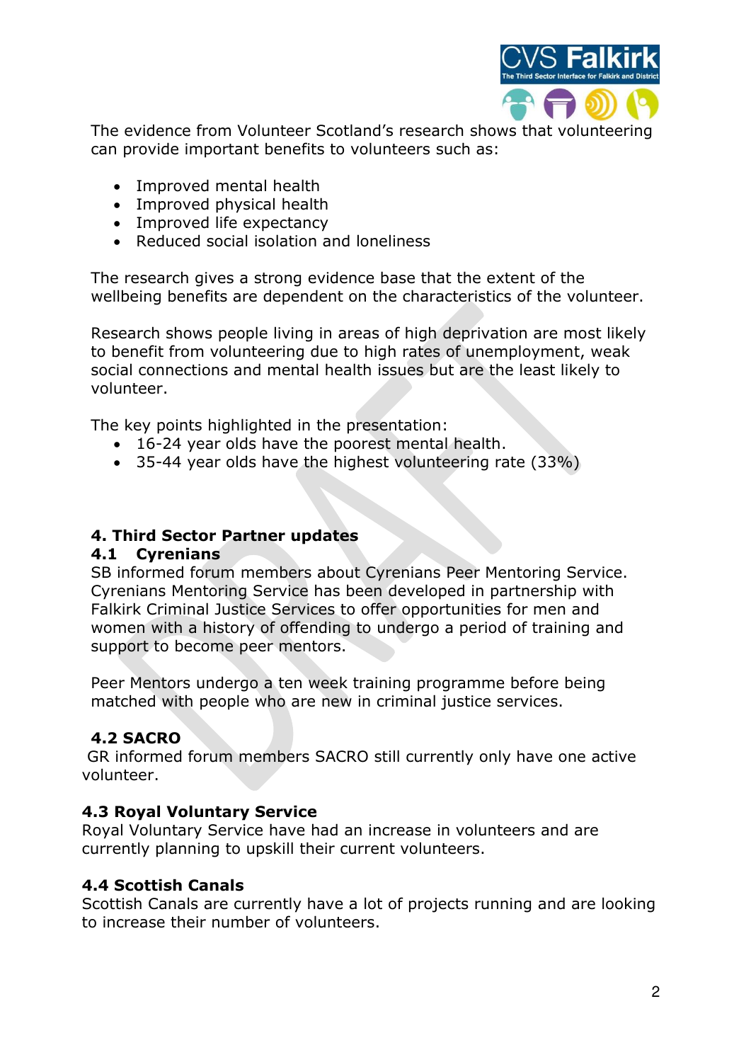The evidence from Volunteer Scotland's research shows that volunteering can provide important benefits to volunteers such as:

- Improved mental health
- Improved physical health
- Improved life expectancy
- Reduced social isolation and loneliness

The research gives a strong evidence base that the extent of the wellbeing benefits are dependent on the characteristics of the volunteer.

Research shows people living in areas of high deprivation are most likely to benefit from volunteering due to high rates of unemployment, weak social connections and mental health issues but are the least likely to volunteer.

The key points highlighted in the presentation:

- 16-24 year olds have the poorest mental health.
- 35-44 year olds have the highest volunteering rate (33%)

## 4. Third Sector Partner updates

### 4.1 Cyrenians

SB informed forum members about Cyrenians Peer Mentoring Service. Cyrenians Mentoring Service has been developed in partnership with Falkirk Criminal Justice Services to offer opportunities for men and women with a history of offending to undergo a period of training and support to become peer mentors.

Peer Mentors undergo a ten week training programme before being matched with people who are new in criminal justice services.

### 4.2 SACRO

GR informed forum members SACRO still currently only have one active volunteer.

### 4.3 Royal Voluntary Service

Royal Voluntary Service have had an increase in volunteers and are currently planning to upskill their current volunteers.

### 4.4 Scottish Canals

Scottish Canals are currently have a lot of projects running and are looking to increase their number of volunteers.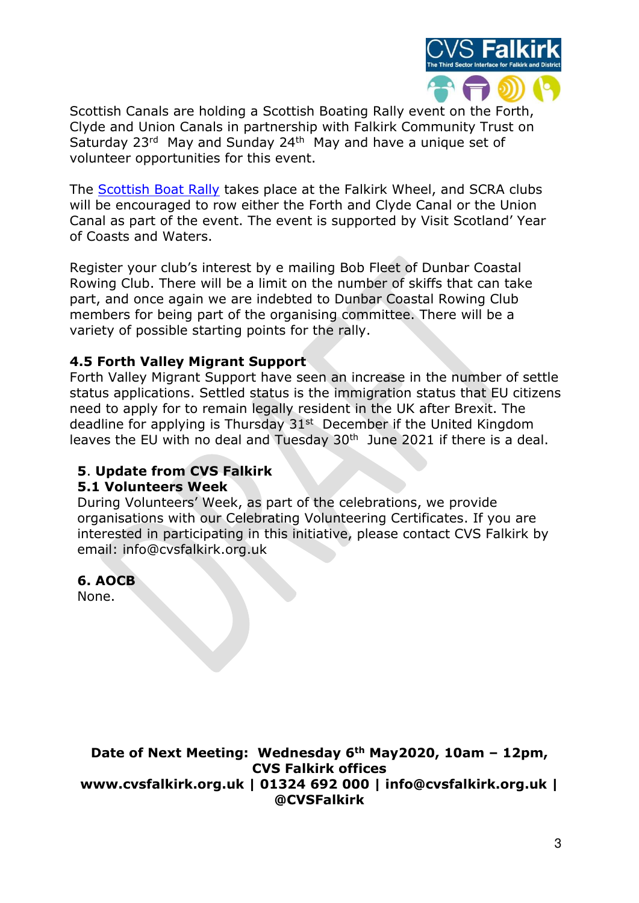Scottish Canals are holding a Scottish Boating Rally event on the Forth, Clyde and Union Canals in partnership with Falkirk Community Trust on Saturday 23rd May and Sunday 24th May and have a unique set of volunteer opportunities for this event.

The Scottish Boat Rally takes place at the Falkirk Wheel, and SCRA clubs will be encouraged to row either the Forth and Clyde Canal or the Union Canal as part of the event. The event is supported by Visit Scotland' Year of Coasts and Waters.

Register your club's interest by e mailing Bob Fleet of Dunbar Coastal Rowing Club. There will be a limit on the number of skiffs that can take part, and once again we are indebted to Dunbar Coastal Rowing Club members for being part of the organising committee. There will be a variety of possible starting points for the rally.

**4.5 Forth Valley Migrant Support**

Forth Valley Migrant Support have seen an increase in the number of settle status applications. Settled status is the immigration status that EU citizens need to apply for to remain legally resident in the UK after Brexit. The deadline for applying is Thursday 31st December if the United Kingdom leaves the EU with no deal and Tuesday 30th June 2021 if there is a deal.

## 5. Update from CVS Falkirk

**5.1 Volunteers Week**

During Volunteers' Week, as part of the celebrations, we provide organisations with our Celebrating Volunteering Certificates. If you are interested in participating in this initiative, please contact CVS Falkirk by email: info@cvsfalkirk.org.uk

## 6. AOCB

None.

**Date of Next Meeting: Wednesday 6th May2020, 10am – 12pm, CVS Falkirk offices**

**www.cvsfalkirk.org.uk | 01324 692 000 | info@cvsfalkirk.org.uk | @CVSFalkirk**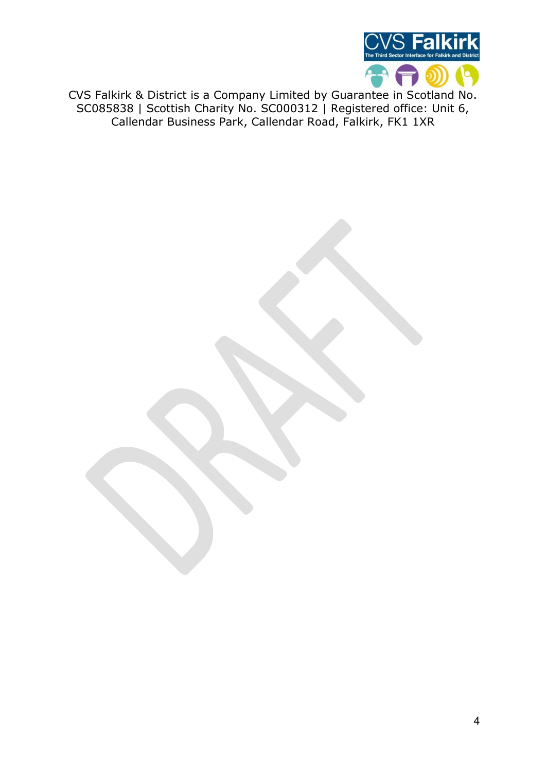CVS Falkirk & District is a Company Limited by Guarantee in Scotland No. SC085838 | Scottish Charity No. SC000312 | Registered office: Unit 6, Callendar Business Park, Callendar Road, Falkirk, FK1 1XR